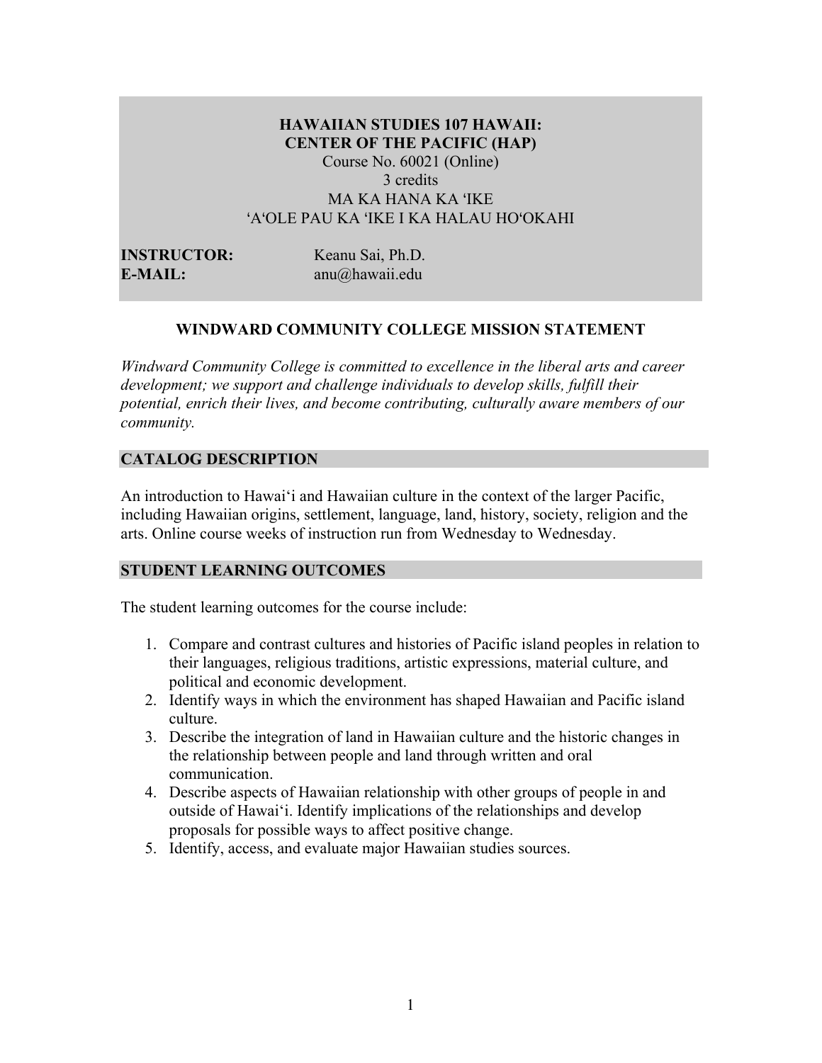# HAWAIIAN STUDIES 107 HAWAII: CENTER OF THE PACIFIC (HAP)

Course No. 60021 (Online)
3 credits
MA KA HANA KA ʻIKE
ʻAʻOLE PAU KA ʻIKE I KA HALAU HOʻOKAHI

**INSTRUCTOR:** Keanu Sai, Ph.D.
**E-MAIL:** anu@hawaii.edu

## WINDWARD COMMUNITY COLLEGE MISSION STATEMENT

*Windward Community College is committed to excellence in the liberal arts and career development; we support and challenge individuals to develop skills, fulfill their potential, enrich their lives, and become contributing, culturally aware members of our community.*

## CATALOG DESCRIPTION

An introduction to Hawaiʻi and Hawaiian culture in the context of the larger Pacific, including Hawaiian origins, settlement, language, land, history, society, religion and the arts. Online course weeks of instruction run from Wednesday to Wednesday.

## STUDENT LEARNING OUTCOMES

The student learning outcomes for the course include:

1. Compare and contrast cultures and histories of Pacific island peoples in relation to their languages, religious traditions, artistic expressions, material culture, and political and economic development.
2. Identify ways in which the environment has shaped Hawaiian and Pacific island culture.
3. Describe the integration of land in Hawaiian culture and the historic changes in the relationship between people and land through written and oral communication.
4. Describe aspects of Hawaiian relationship with other groups of people in and outside of Hawaiʻi. Identify implications of the relationships and develop proposals for possible ways to affect positive change.
5. Identify, access, and evaluate major Hawaiian studies sources.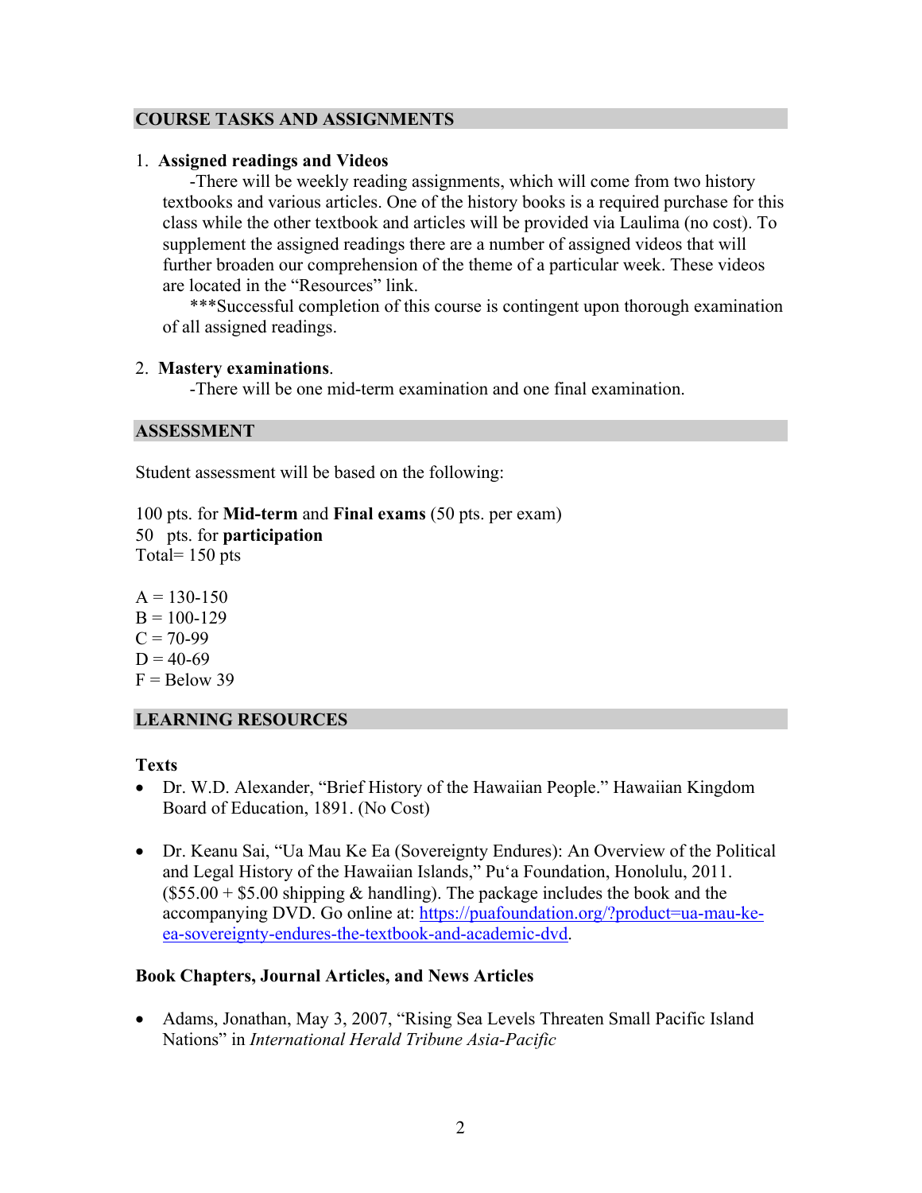## COURSE TASKS AND ASSIGNMENTS

1. **Assigned readings and Videos**

   -There will be weekly reading assignments, which will come from two history textbooks and various articles. One of the history books is a required purchase for this class while the other textbook and articles will be provided via Laulima (no cost). To supplement the assigned readings there are a number of assigned videos that will further broaden our comprehension of the theme of a particular week. These videos are located in the "Resources" link.

   ***Successful completion of this course is contingent upon thorough examination of all assigned readings.

2. **Mastery examinations**.

   -There will be one mid-term examination and one final examination.

## ASSESSMENT

Student assessment will be based on the following:

100 pts. for **Mid-term** and **Final exams** (50 pts. per exam)
50 pts. for **participation**
Total= 150 pts

A = 130-150
B = 100-129
C = 70-99
D = 40-69
F = Below 39

## LEARNING RESOURCES

### Texts

- Dr. W.D. Alexander, "Brief History of the Hawaiian People." Hawaiian Kingdom Board of Education, 1891. (No Cost)

- Dr. Keanu Sai, "Ua Mau Ke Ea (Sovereignty Endures): An Overview of the Political and Legal History of the Hawaiian Islands," Pu'a Foundation, Honolulu, 2011. ($55.00 + $5.00 shipping & handling). The package includes the book and the accompanying DVD. Go online at: https://puafoundation.org/?product=ua-mau-ke-ea-sovereignty-endures-the-textbook-and-academic-dvd.

### Book Chapters, Journal Articles, and News Articles

- Adams, Jonathan, May 3, 2007, "Rising Sea Levels Threaten Small Pacific Island Nations" in *International Herald Tribune Asia-Pacific*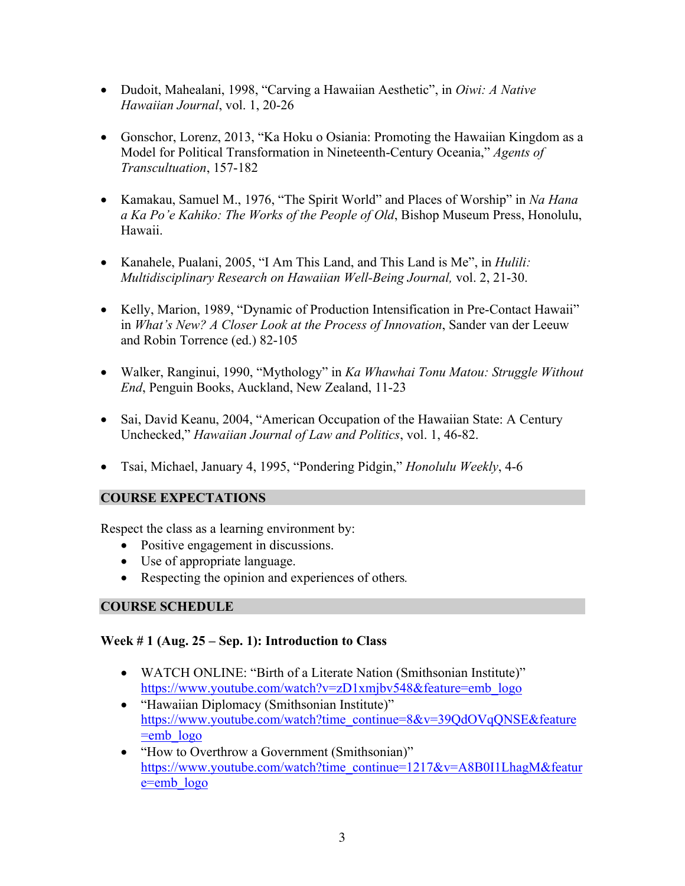- Dudoit, Mahealani, 1998, "Carving a Hawaiian Aesthetic", in *Oiwi: A Native Hawaiian Journal*, vol. 1, 20-26

- Gonschor, Lorenz, 2013, "Ka Hoku o Osiania: Promoting the Hawaiian Kingdom as a Model for Political Transformation in Nineteenth-Century Oceania," *Agents of Transcultuation*, 157-182

- Kamakau, Samuel M., 1976, "The Spirit World" and Places of Worship" in *Na Hana a Ka Po'e Kahiko: The Works of the People of Old*, Bishop Museum Press, Honolulu, Hawaii.

- Kanahele, Pualani, 2005, "I Am This Land, and This Land is Me", in *Hulili: Multidisciplinary Research on Hawaiian Well-Being Journal,* vol. 2, 21-30.

- Kelly, Marion, 1989, "Dynamic of Production Intensification in Pre-Contact Hawaii" in *What's New? A Closer Look at the Process of Innovation*, Sander van der Leeuw and Robin Torrence (ed.) 82-105

- Walker, Ranginui, 1990, "Mythology" in *Ka Whawhai Tonu Matou: Struggle Without End*, Penguin Books, Auckland, New Zealand, 11-23

- Sai, David Keanu, 2004, "American Occupation of the Hawaiian State: A Century Unchecked," *Hawaiian Journal of Law and Politics*, vol. 1, 46-82.

- Tsai, Michael, January 4, 1995, "Pondering Pidgin," *Honolulu Weekly*, 4-6

## COURSE EXPECTATIONS

Respect the class as a learning environment by:

- Positive engagement in discussions.
- Use of appropriate language.
- Respecting the opinion and experiences of others.

## COURSE SCHEDULE

**Week # 1 (Aug. 25 – Sep. 1): Introduction to Class**

- WATCH ONLINE: "Birth of a Literate Nation (Smithsonian Institute)" https://www.youtube.com/watch?v=zD1xmjbv548&feature=emb_logo
- "Hawaiian Diplomacy (Smithsonian Institute)" https://www.youtube.com/watch?time_continue=8&v=39QdOVqQNSE&feature=emb_logo
- "How to Overthrow a Government (Smithsonian)" https://www.youtube.com/watch?time_continue=1217&v=A8B0I1LhagM&feature=emb_logo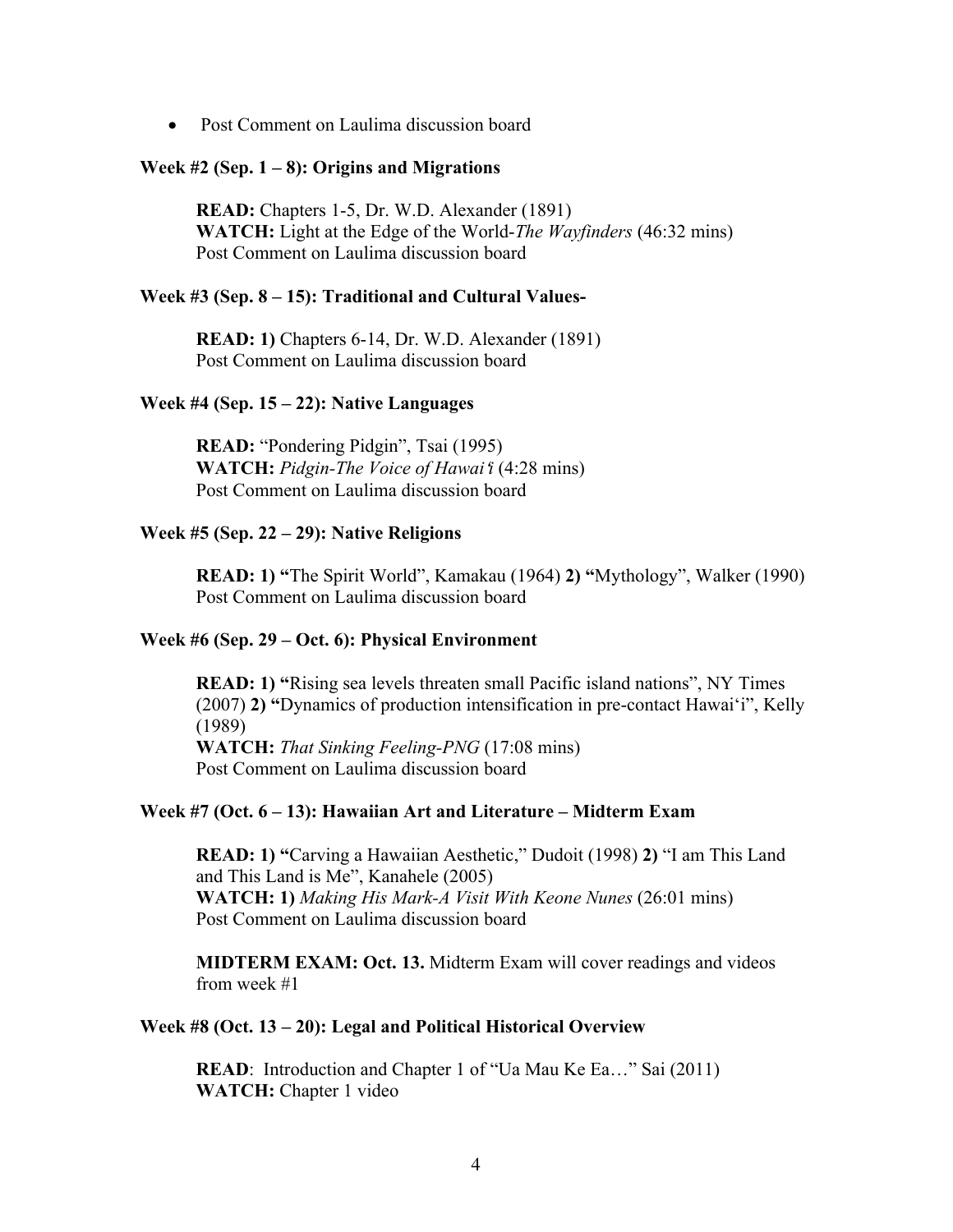- Post Comment on Laulima discussion board

**Week #2 (Sep. 1 – 8): Origins and Migrations**

**READ:** Chapters 1-5, Dr. W.D. Alexander (1891)
**WATCH:** Light at the Edge of the World-*The Wayfinders* (46:32 mins)
Post Comment on Laulima discussion board

**Week #3 (Sep. 8 – 15): Traditional and Cultural Values-**

**READ: 1)** Chapters 6-14, Dr. W.D. Alexander (1891)
Post Comment on Laulima discussion board

**Week #4 (Sep. 15 – 22): Native Languages**

**READ:** "Pondering Pidgin", Tsai (1995)
**WATCH:** *Pidgin-The Voice of Hawaiʻi* (4:28 mins)
Post Comment on Laulima discussion board

**Week #5 (Sep. 22 – 29): Native Religions**

**READ: 1) "**The Spirit World", Kamakau (1964) **2) "**Mythology", Walker (1990)
Post Comment on Laulima discussion board

**Week #6 (Sep. 29 – Oct. 6): Physical Environment**

**READ: 1) "**Rising sea levels threaten small Pacific island nations", NY Times (2007) **2) "**Dynamics of production intensification in pre-contact Hawaiʻi", Kelly (1989)
**WATCH:** *That Sinking Feeling-PNG* (17:08 mins)
Post Comment on Laulima discussion board

**Week #7 (Oct. 6 – 13): Hawaiian Art and Literature – Midterm Exam**

**READ: 1) "**Carving a Hawaiian Aesthetic," Dudoit (1998) **2)** "I am This Land and This Land is Me", Kanahele (2005)
**WATCH: 1)** *Making His Mark-A Visit With Keone Nunes* (26:01 mins)
Post Comment on Laulima discussion board

**MIDTERM EXAM: Oct. 13.** Midterm Exam will cover readings and videos from week #1

**Week #8 (Oct. 13 – 20): Legal and Political Historical Overview**

**READ**: Introduction and Chapter 1 of "Ua Mau Ke Ea…" Sai (2011)
**WATCH:** Chapter 1 video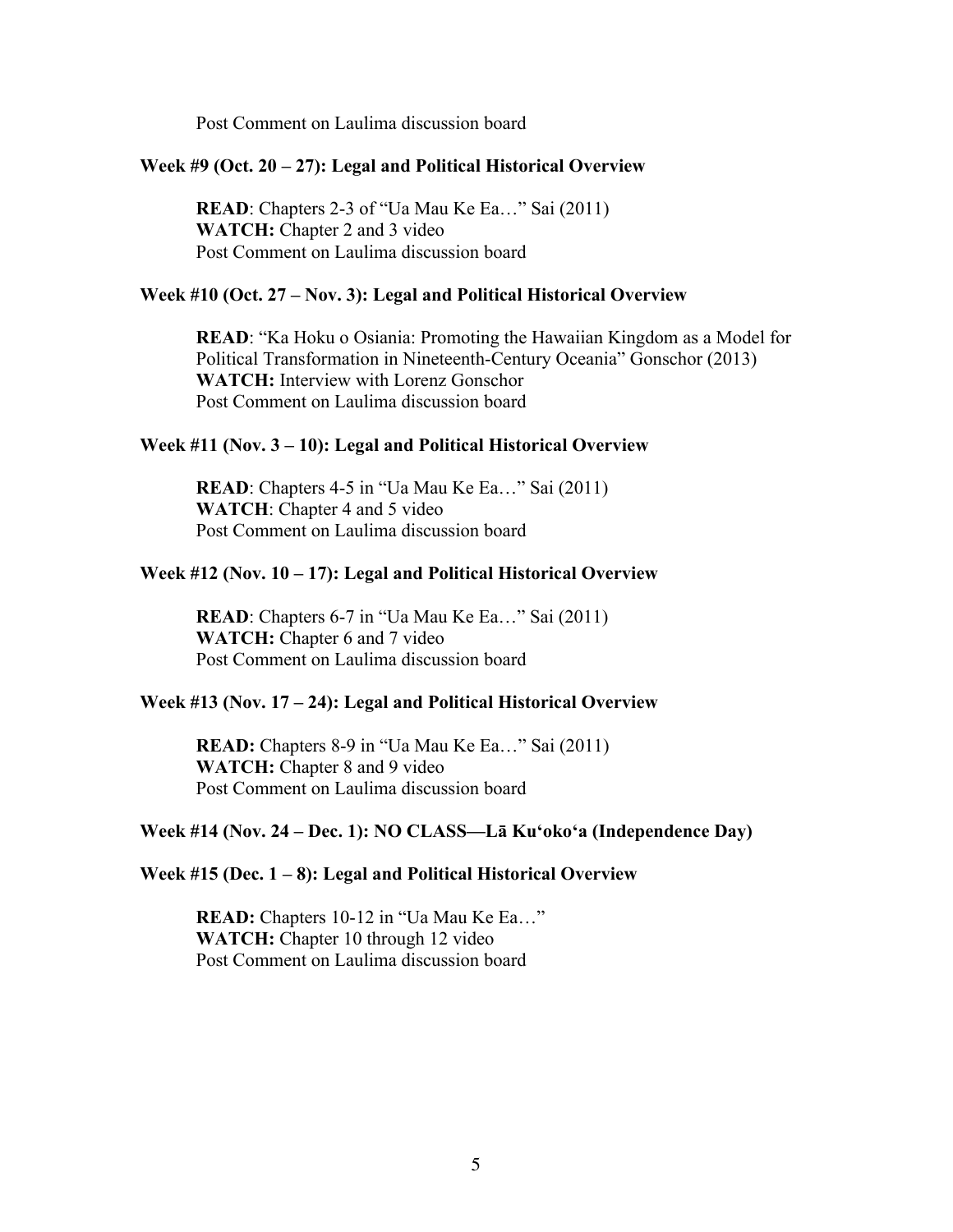Post Comment on Laulima discussion board

**Week #9 (Oct. 20 – 27): Legal and Political Historical Overview**

**READ**: Chapters 2-3 of "Ua Mau Ke Ea…" Sai (2011)
**WATCH:** Chapter 2 and 3 video
Post Comment on Laulima discussion board

**Week #10 (Oct. 27 – Nov. 3): Legal and Political Historical Overview**

**READ**: "Ka Hoku o Osiania: Promoting the Hawaiian Kingdom as a Model for Political Transformation in Nineteenth-Century Oceania" Gonschor (2013)
**WATCH:** Interview with Lorenz Gonschor
Post Comment on Laulima discussion board

**Week #11 (Nov. 3 – 10): Legal and Political Historical Overview**

**READ**: Chapters 4-5 in "Ua Mau Ke Ea…" Sai (2011)
**WATCH**: Chapter 4 and 5 video
Post Comment on Laulima discussion board

**Week #12 (Nov. 10 – 17): Legal and Political Historical Overview**

**READ**: Chapters 6-7 in "Ua Mau Ke Ea…" Sai (2011)
**WATCH:** Chapter 6 and 7 video
Post Comment on Laulima discussion board

**Week #13 (Nov. 17 – 24): Legal and Political Historical Overview**

**READ:** Chapters 8-9 in "Ua Mau Ke Ea…" Sai (2011)
**WATCH:** Chapter 8 and 9 video
Post Comment on Laulima discussion board

**Week #14 (Nov. 24 – Dec. 1): NO CLASS—Lā Kuʻokoʻa (Independence Day)**

**Week #15 (Dec. 1 – 8): Legal and Political Historical Overview**

**READ:** Chapters 10-12 in "Ua Mau Ke Ea…"
**WATCH:** Chapter 10 through 12 video
Post Comment on Laulima discussion board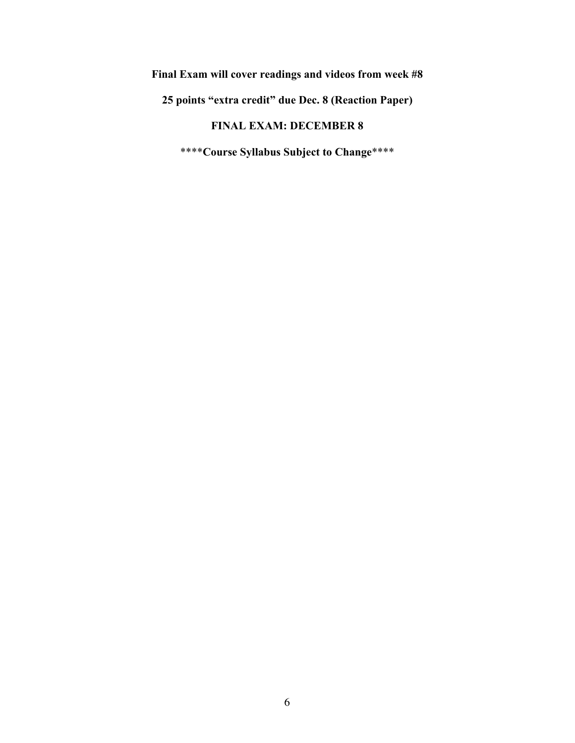**Final Exam will cover readings and videos from week #8**

**25 points "extra credit" due Dec. 8 (Reaction Paper)**

**FINAL EXAM: DECEMBER 8**

****Course Syllabus Subject to Change****